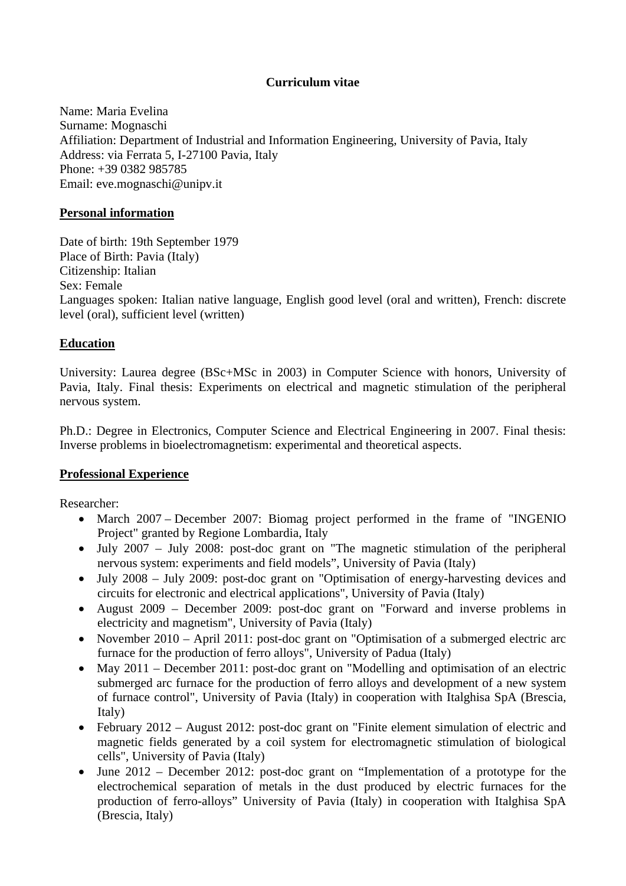# Curriculum vitae

Name: Maria Evelina
Surname: Mognaschi
Affiliation: Department of Industrial and Information Engineering, University of Pavia, Italy
Address: via Ferrata 5, I-27100 Pavia, Italy
Phone: +39 0382 985785
Email: eve.mognaschi@unipv.it

## Personal information

Date of birth: 19th September 1979
Place of Birth: Pavia (Italy)
Citizenship: Italian
Sex: Female
Languages spoken: Italian native language, English good level (oral and written), French: discrete level (oral), sufficient level (written)

## Education

University: Laurea degree (BSc+MSc in 2003) in Computer Science with honors, University of Pavia, Italy. Final thesis: Experiments on electrical and magnetic stimulation of the peripheral nervous system.

Ph.D.: Degree in Electronics, Computer Science and Electrical Engineering in 2007. Final thesis: Inverse problems in bioelectromagnetism: experimental and theoretical aspects.

## Professional Experience

Researcher:

- March 2007 – December 2007: Biomag project performed in the frame of "INGENIO Project" granted by Regione Lombardia, Italy
- July 2007 – July 2008: post-doc grant on "The magnetic stimulation of the peripheral nervous system: experiments and field models", University of Pavia (Italy)
- July 2008 – July 2009: post-doc grant on "Optimisation of energy-harvesting devices and circuits for electronic and electrical applications", University of Pavia (Italy)
- August 2009 – December 2009: post-doc grant on "Forward and inverse problems in electricity and magnetism", University of Pavia (Italy)
- November 2010 – April 2011: post-doc grant on "Optimisation of a submerged electric arc furnace for the production of ferro alloys", University of Padua (Italy)
- May 2011 – December 2011: post-doc grant on "Modelling and optimisation of an electric submerged arc furnace for the production of ferro alloys and development of a new system of furnace control", University of Pavia (Italy) in cooperation with Italghisa SpA (Brescia, Italy)
- February 2012 – August 2012: post-doc grant on "Finite element simulation of electric and magnetic fields generated by a coil system for electromagnetic stimulation of biological cells", University of Pavia (Italy)
- June 2012 – December 2012: post-doc grant on "Implementation of a prototype for the electrochemical separation of metals in the dust produced by electric furnaces for the production of ferro-alloys" University of Pavia (Italy) in cooperation with Italghisa SpA (Brescia, Italy)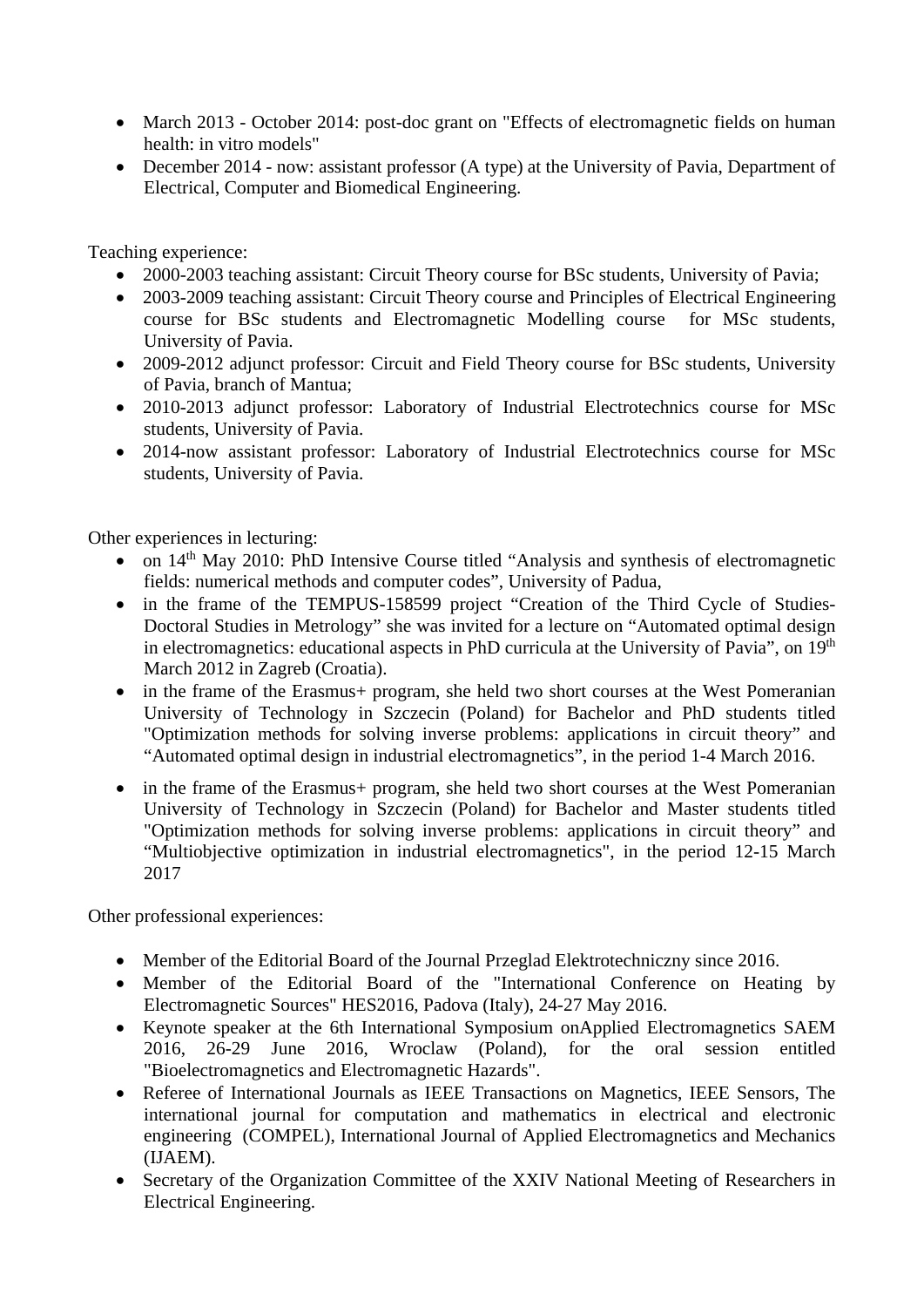- March 2013 - October 2014: post-doc grant on "Effects of electromagnetic fields on human health: in vitro models"
- December 2014 - now: assistant professor (A type) at the University of Pavia, Department of Electrical, Computer and Biomedical Engineering.

Teaching experience:

- 2000-2003 teaching assistant: Circuit Theory course for BSc students, University of Pavia;
- 2003-2009 teaching assistant: Circuit Theory course and Principles of Electrical Engineering course for BSc students and Electromagnetic Modelling course for MSc students, University of Pavia.
- 2009-2012 adjunct professor: Circuit and Field Theory course for BSc students, University of Pavia, branch of Mantua;
- 2010-2013 adjunct professor: Laboratory of Industrial Electrotechnics course for MSc students, University of Pavia.
- 2014-now assistant professor: Laboratory of Industrial Electrotechnics course for MSc students, University of Pavia.

Other experiences in lecturing:

- on 14th May 2010: PhD Intensive Course titled "Analysis and synthesis of electromagnetic fields: numerical methods and computer codes", University of Padua,
- in the frame of the TEMPUS-158599 project "Creation of the Third Cycle of Studies-Doctoral Studies in Metrology" she was invited for a lecture on "Automated optimal design in electromagnetics: educational aspects in PhD curricula at the University of Pavia", on 19th March 2012 in Zagreb (Croatia).
- in the frame of the Erasmus+ program, she held two short courses at the West Pomeranian University of Technology in Szczecin (Poland) for Bachelor and PhD students titled "Optimization methods for solving inverse problems: applications in circuit theory" and "Automated optimal design in industrial electromagnetics", in the period 1-4 March 2016.
- in the frame of the Erasmus+ program, she held two short courses at the West Pomeranian University of Technology in Szczecin (Poland) for Bachelor and Master students titled "Optimization methods for solving inverse problems: applications in circuit theory" and "Multiobjective optimization in industrial electromagnetics", in the period 12-15 March 2017

Other professional experiences:

- Member of the Editorial Board of the Journal Przeglad Elektrotechniczny since 2016.
- Member of the Editorial Board of the "International Conference on Heating by Electromagnetic Sources" HES2016, Padova (Italy), 24-27 May 2016.
- Keynote speaker at the 6th International Symposium onApplied Electromagnetics SAEM 2016, 26-29 June 2016, Wroclaw (Poland), for the oral session entitled "Bioelectromagnetics and Electromagnetic Hazards".
- Referee of International Journals as IEEE Transactions on Magnetics, IEEE Sensors, The international journal for computation and mathematics in electrical and electronic engineering (COMPEL), International Journal of Applied Electromagnetics and Mechanics (IJAEM).
- Secretary of the Organization Committee of the XXIV National Meeting of Researchers in Electrical Engineering.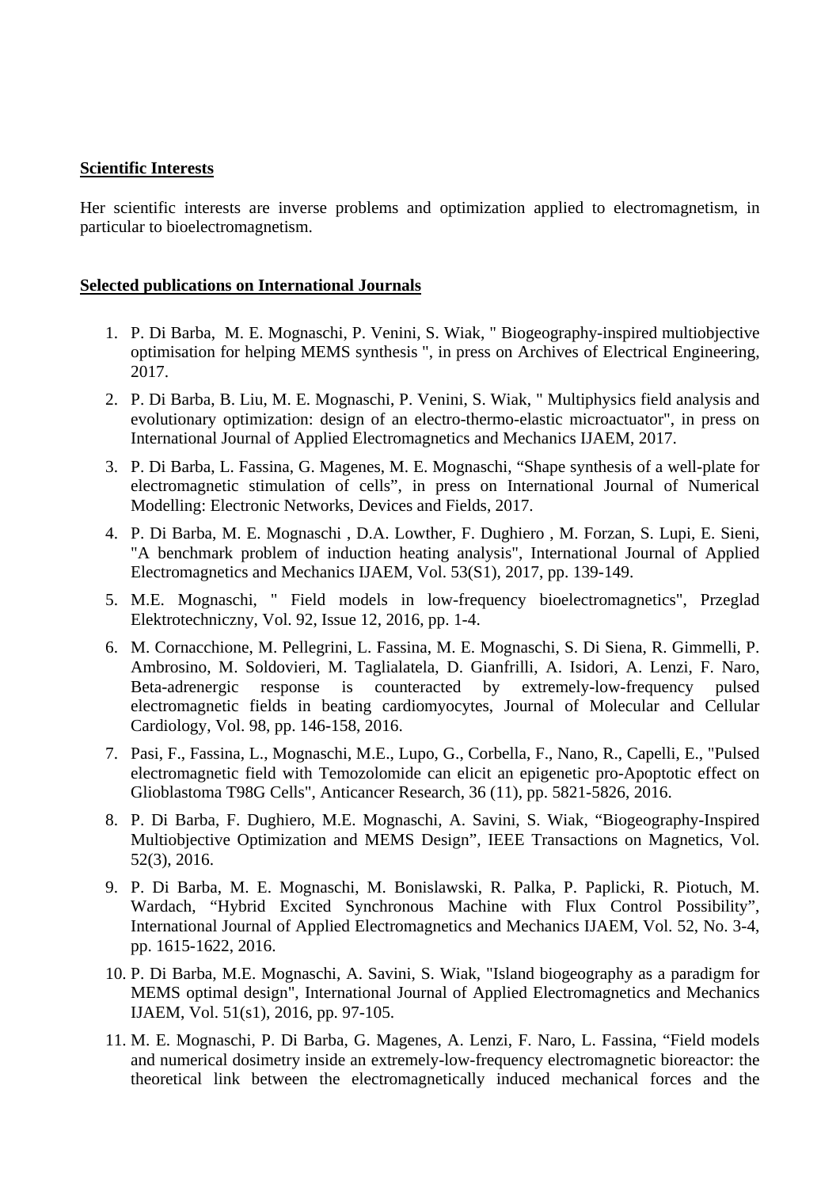**Scientific Interests**

Her scientific interests are inverse problems and optimization applied to electromagnetism, in particular to bioelectromagnetism.

**Selected publications on International Journals**

1. P. Di Barba, M. E. Mognaschi, P. Venini, S. Wiak, " Biogeography-inspired multiobjective optimisation for helping MEMS synthesis ", in press on Archives of Electrical Engineering, 2017.
2. P. Di Barba, B. Liu, M. E. Mognaschi, P. Venini, S. Wiak, " Multiphysics field analysis and evolutionary optimization: design of an electro-thermo-elastic microactuator", in press on International Journal of Applied Electromagnetics and Mechanics IJAEM, 2017.
3. P. Di Barba, L. Fassina, G. Magenes, M. E. Mognaschi, "Shape synthesis of a well-plate for electromagnetic stimulation of cells", in press on International Journal of Numerical Modelling: Electronic Networks, Devices and Fields, 2017.
4. P. Di Barba, M. E. Mognaschi , D.A. Lowther, F. Dughiero , M. Forzan, S. Lupi, E. Sieni, "A benchmark problem of induction heating analysis", International Journal of Applied Electromagnetics and Mechanics IJAEM, Vol. 53(S1), 2017, pp. 139-149.
5. M.E. Mognaschi, " Field models in low-frequency bioelectromagnetics", Przeglad Elektrotechniczny, Vol. 92, Issue 12, 2016, pp. 1-4.
6. M. Cornacchione, M. Pellegrini, L. Fassina, M. E. Mognaschi, S. Di Siena, R. Gimmelli, P. Ambrosino, M. Soldovieri, M. Taglialatela, D. Gianfrilli, A. Isidori, A. Lenzi, F. Naro, Beta-adrenergic response is counteracted by extremely-low-frequency pulsed electromagnetic fields in beating cardiomyocytes, Journal of Molecular and Cellular Cardiology, Vol. 98, pp. 146-158, 2016.
7. Pasi, F., Fassina, L., Mognaschi, M.E., Lupo, G., Corbella, F., Nano, R., Capelli, E., "Pulsed electromagnetic field with Temozolomide can elicit an epigenetic pro-Apoptotic effect on Glioblastoma T98G Cells", Anticancer Research, 36 (11), pp. 5821-5826, 2016.
8. P. Di Barba, F. Dughiero, M.E. Mognaschi, A. Savini, S. Wiak, "Biogeography-Inspired Multiobjective Optimization and MEMS Design", IEEE Transactions on Magnetics, Vol. 52(3), 2016.
9. P. Di Barba, M. E. Mognaschi, M. Bonislawski, R. Palka, P. Paplicki, R. Piotuch, M. Wardach, "Hybrid Excited Synchronous Machine with Flux Control Possibility", International Journal of Applied Electromagnetics and Mechanics IJAEM, Vol. 52, No. 3-4, pp. 1615-1622, 2016.
10. P. Di Barba, M.E. Mognaschi, A. Savini, S. Wiak, "Island biogeography as a paradigm for MEMS optimal design", International Journal of Applied Electromagnetics and Mechanics IJAEM, Vol. 51(s1), 2016, pp. 97-105.
11. M. E. Mognaschi, P. Di Barba, G. Magenes, A. Lenzi, F. Naro, L. Fassina, "Field models and numerical dosimetry inside an extremely-low-frequency electromagnetic bioreactor: the theoretical link between the electromagnetically induced mechanical forces and the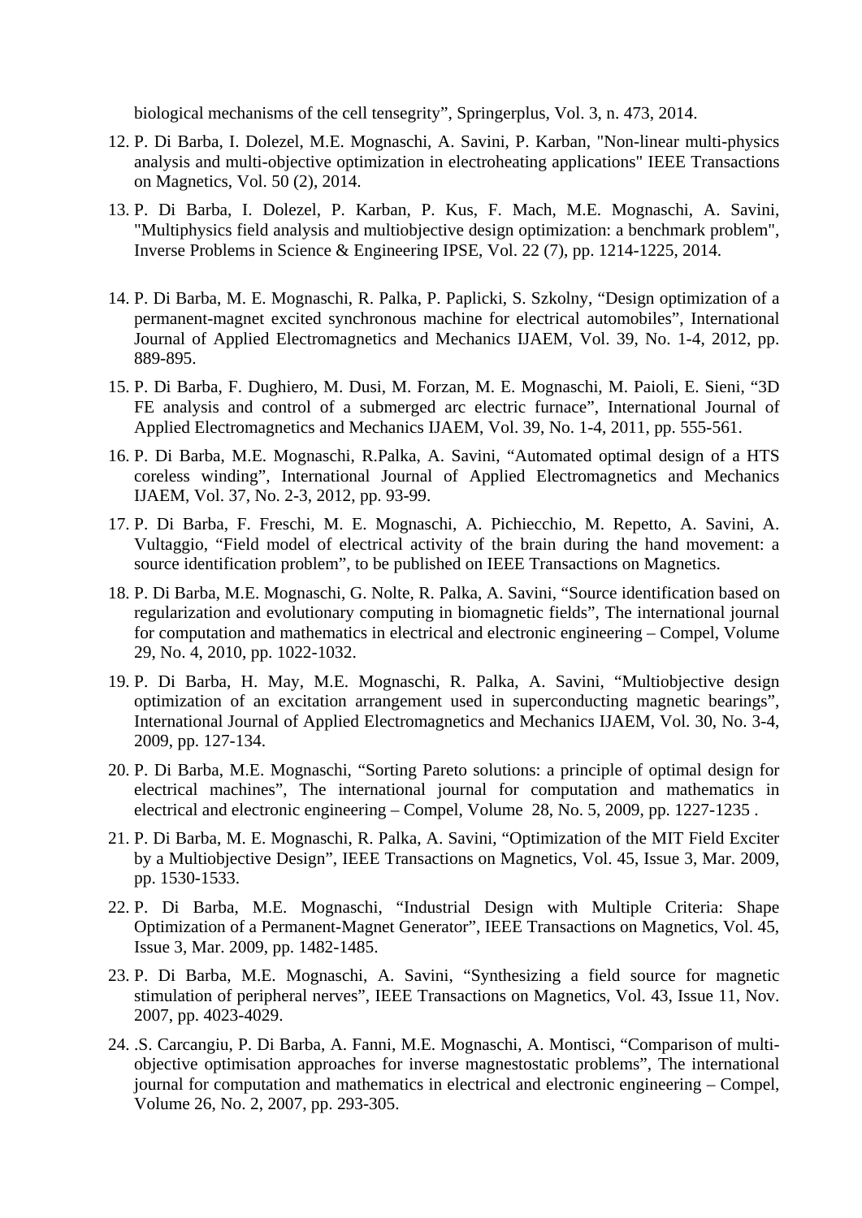biological mechanisms of the cell tensegrity", Springerplus, Vol. 3, n. 473, 2014.

12. P. Di Barba, I. Dolezel, M.E. Mognaschi, A. Savini, P. Karban, "Non-linear multi-physics analysis and multi-objective optimization in electroheating applications" IEEE Transactions on Magnetics, Vol. 50 (2), 2014.
13. P. Di Barba, I. Dolezel, P. Karban, P. Kus, F. Mach, M.E. Mognaschi, A. Savini, "Multiphysics field analysis and multiobjective design optimization: a benchmark problem", Inverse Problems in Science & Engineering IPSE, Vol. 22 (7), pp. 1214-1225, 2014.
14. P. Di Barba, M. E. Mognaschi, R. Palka, P. Paplicki, S. Szkolny, "Design optimization of a permanent-magnet excited synchronous machine for electrical automobiles", International Journal of Applied Electromagnetics and Mechanics IJAEM, Vol. 39, No. 1-4, 2012, pp. 889-895.
15. P. Di Barba, F. Dughiero, M. Dusi, M. Forzan, M. E. Mognaschi, M. Paioli, E. Sieni, "3D FE analysis and control of a submerged arc electric furnace", International Journal of Applied Electromagnetics and Mechanics IJAEM, Vol. 39, No. 1-4, 2011, pp. 555-561.
16. P. Di Barba, M.E. Mognaschi, R.Palka, A. Savini, "Automated optimal design of a HTS coreless winding", International Journal of Applied Electromagnetics and Mechanics IJAEM, Vol. 37, No. 2-3, 2012, pp. 93-99.
17. P. Di Barba, F. Freschi, M. E. Mognaschi, A. Pichiecchio, M. Repetto, A. Savini, A. Vultaggio, "Field model of electrical activity of the brain during the hand movement: a source identification problem", to be published on IEEE Transactions on Magnetics.
18. P. Di Barba, M.E. Mognaschi, G. Nolte, R. Palka, A. Savini, "Source identification based on regularization and evolutionary computing in biomagnetic fields", The international journal for computation and mathematics in electrical and electronic engineering – Compel, Volume 29, No. 4, 2010, pp. 1022-1032.
19. P. Di Barba, H. May, M.E. Mognaschi, R. Palka, A. Savini, "Multiobjective design optimization of an excitation arrangement used in superconducting magnetic bearings", International Journal of Applied Electromagnetics and Mechanics IJAEM, Vol. 30, No. 3-4, 2009, pp. 127-134.
20. P. Di Barba, M.E. Mognaschi, "Sorting Pareto solutions: a principle of optimal design for electrical machines", The international journal for computation and mathematics in electrical and electronic engineering – Compel, Volume 28, No. 5, 2009, pp. 1227-1235 .
21. P. Di Barba, M. E. Mognaschi, R. Palka, A. Savini, "Optimization of the MIT Field Exciter by a Multiobjective Design", IEEE Transactions on Magnetics, Vol. 45, Issue 3, Mar. 2009, pp. 1530-1533.
22. P. Di Barba, M.E. Mognaschi, "Industrial Design with Multiple Criteria: Shape Optimization of a Permanent-Magnet Generator", IEEE Transactions on Magnetics, Vol. 45, Issue 3, Mar. 2009, pp. 1482-1485.
23. P. Di Barba, M.E. Mognaschi, A. Savini, "Synthesizing a field source for magnetic stimulation of peripheral nerves", IEEE Transactions on Magnetics, Vol. 43, Issue 11, Nov. 2007, pp. 4023-4029.
24. .S. Carcangiu, P. Di Barba, A. Fanni, M.E. Mognaschi, A. Montisci, "Comparison of multi-objective optimisation approaches for inverse magnestostatic problems", The international journal for computation and mathematics in electrical and electronic engineering – Compel, Volume 26, No. 2, 2007, pp. 293-305.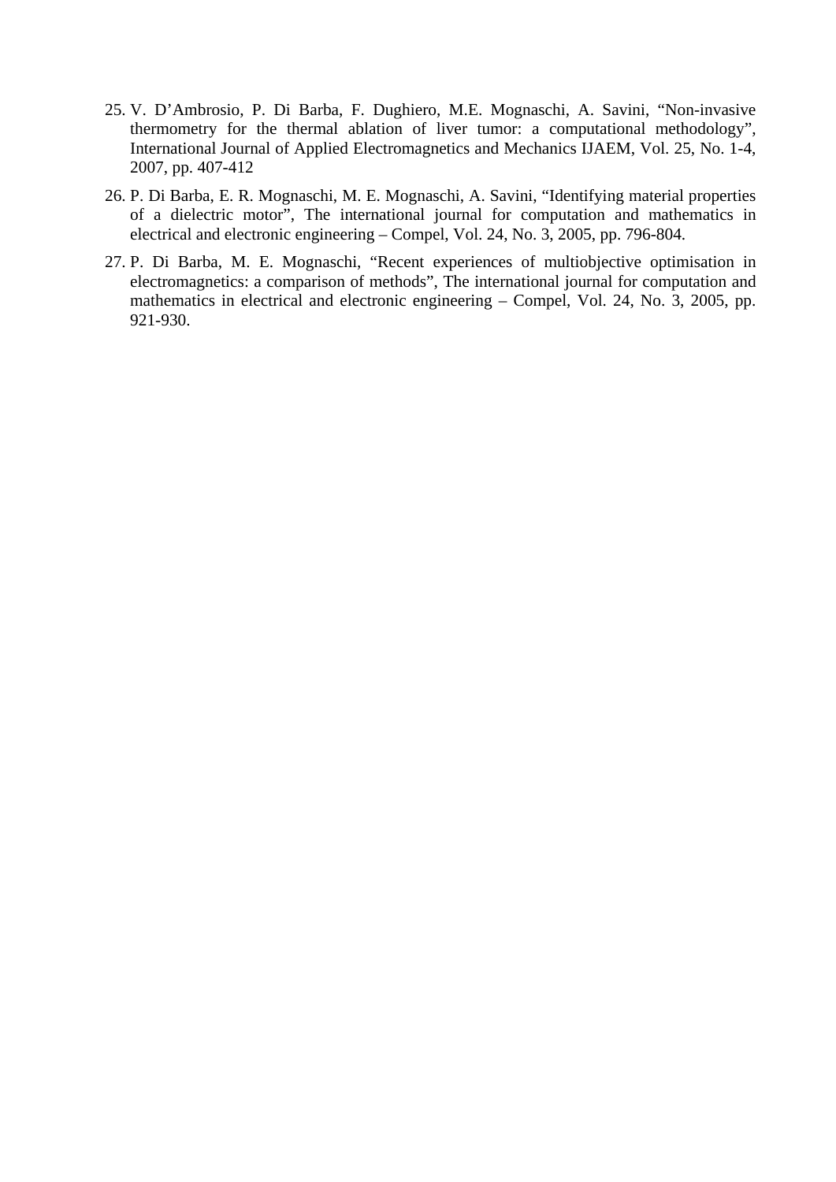25. V. D'Ambrosio, P. Di Barba, F. Dughiero, M.E. Mognaschi, A. Savini, "Non-invasive thermometry for the thermal ablation of liver tumor: a computational methodology", International Journal of Applied Electromagnetics and Mechanics IJAEM, Vol. 25, No. 1-4, 2007, pp. 407-412
26. P. Di Barba, E. R. Mognaschi, M. E. Mognaschi, A. Savini, "Identifying material properties of a dielectric motor", The international journal for computation and mathematics in electrical and electronic engineering – Compel, Vol. 24, No. 3, 2005, pp. 796-804.
27. P. Di Barba, M. E. Mognaschi, "Recent experiences of multiobjective optimisation in electromagnetics: a comparison of methods", The international journal for computation and mathematics in electrical and electronic engineering – Compel, Vol. 24, No. 3, 2005, pp. 921-930.